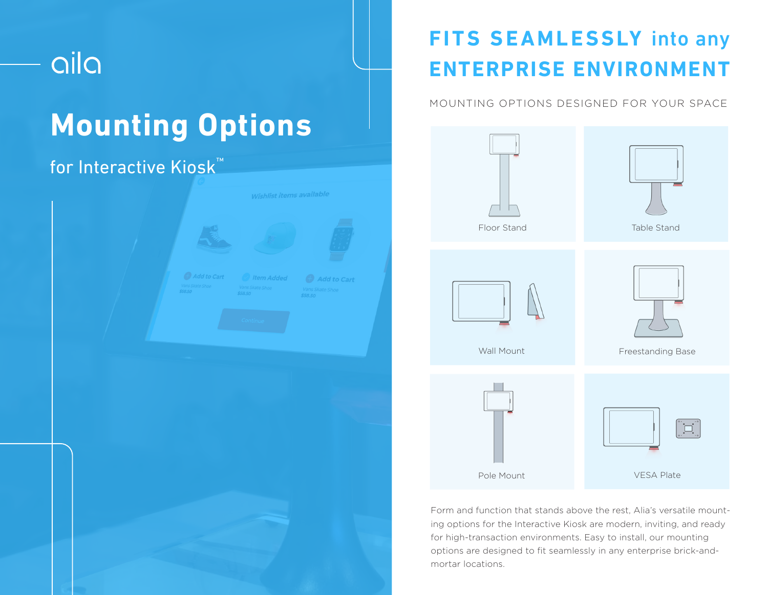aila

# Mounting Options

for Interactive Kiosk™

## FITS SEAMLESSLY into any ENTERPRISE ENVIRONMENT

MOUNTING OPTIONS DESIGNED FOR YOUR SPACE

Floor Stand

Table Stand

Wall Mount

Freestanding Base

Pole Mount

VESA Plate

Form and function that stands above the rest, Alia's versatile mounting options for the Interactive Kiosk are modern, inviting, and ready for high-transaction environments. Easy to install, our mounting options are designed to fit seamlessly in any enterprise brick-and-mortar locations.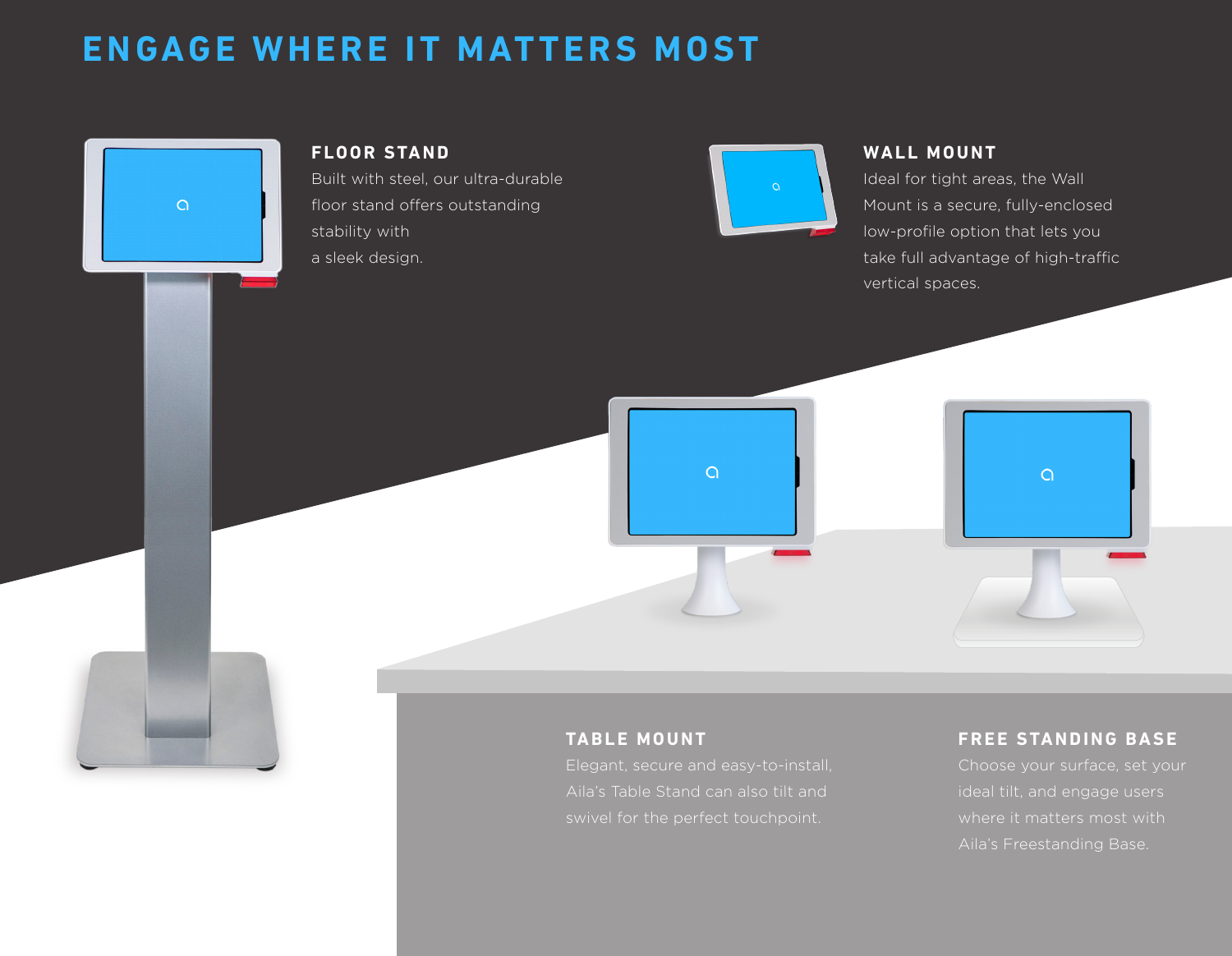# ENGAGE WHERE IT MATTERS MOST

## FLOOR STAND

Built with steel, our ultra-durable floor stand offers outstanding stability with a sleek design.

## WALL MOUNT

Ideal for tight areas, the Wall Mount is a secure, fully-enclosed low-profile option that lets you take full advantage of high-traffic vertical spaces.

## TABLE MOUNT

Elegant, secure and easy-to-install, Aila's Table Stand can also tilt and swivel for the perfect touchpoint.

## FREE STANDING BASE

Choose your surface, set your ideal tilt, and engage users where it matters most with Aila's Freestanding Base.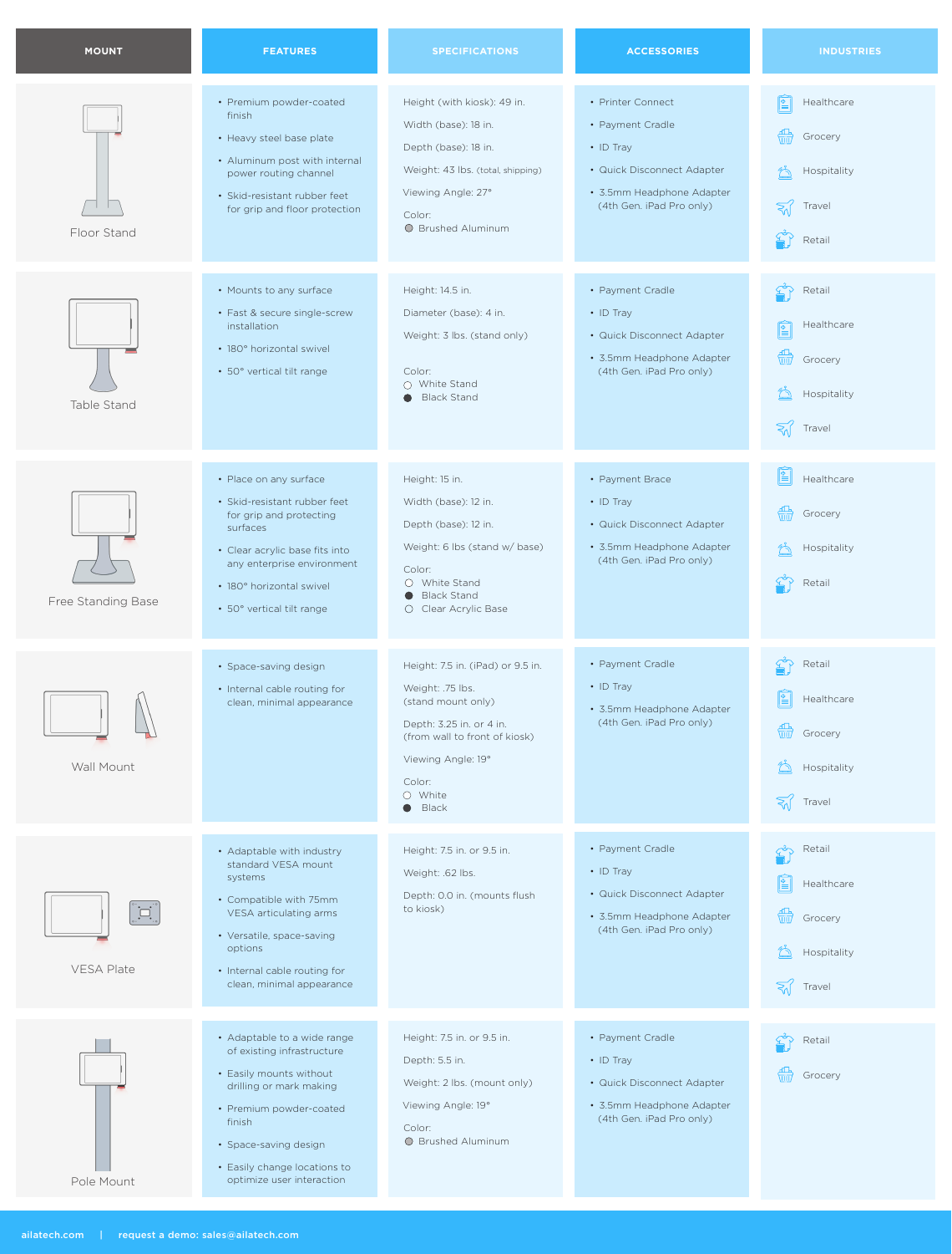| MOUNT | FEATURES | SPECIFICATIONS | ACCESSORIES | INDUSTRIES |
|---|---|---|---|---|
| Floor Stand | • Premium powder-coated finish<br>• Heavy steel base plate<br>• Aluminum post with internal power routing channel<br>• Skid-resistant rubber feet for grip and floor protection | Height (with kiosk): 49 in.<br>Width (base): 18 in.<br>Depth (base): 18 in.<br>Weight: 43 lbs. (total, shipping)<br>Viewing Angle: 27°<br>Color:<br>Brushed Aluminum | • Printer Connect<br>• Payment Cradle<br>• ID Tray<br>• Quick Disconnect Adapter<br>• 3.5mm Headphone Adapter (4th Gen. iPad Pro only) | Healthcare<br>Grocery<br>Hospitality<br>Travel<br>Retail |
| Table Stand | • Mounts to any surface<br>• Fast & secure single-screw installation<br>• 180° horizontal swivel<br>• 50° vertical tilt range | Height: 14.5 in.<br>Diameter (base): 4 in.<br>Weight: 3 lbs. (stand only)<br>Color:<br>White Stand<br>Black Stand | • Payment Cradle<br>• ID Tray<br>• Quick Disconnect Adapter<br>• 3.5mm Headphone Adapter (4th Gen. iPad Pro only) | Retail<br>Healthcare<br>Grocery<br>Hospitality<br>Travel |
| Free Standing Base | • Place on any surface<br>• Skid-resistant rubber feet for grip and protecting surfaces<br>• Clear acrylic base fits into any enterprise environment<br>• 180° horizontal swivel<br>• 50° vertical tilt range | Height: 15 in.<br>Width (base): 12 in.<br>Depth (base): 12 in.<br>Weight: 6 lbs (stand w/ base)<br>Color:<br>White Stand<br>Black Stand<br>Clear Acrylic Base | • Payment Brace<br>• ID Tray<br>• Quick Disconnect Adapter<br>• 3.5mm Headphone Adapter (4th Gen. iPad Pro only) | Healthcare<br>Grocery<br>Hospitality<br>Retail |
| Wall Mount | • Space-saving design<br>• Internal cable routing for clean, minimal appearance | Height: 7.5 in. (iPad) or 9.5 in.<br>Weight: .75 lbs. (stand mount only)<br>Depth: 3.25 in. or 4 in. (from wall to front of kiosk)<br>Viewing Angle: 19°<br>Color:<br>White<br>Black | • Payment Cradle<br>• ID Tray<br>• 3.5mm Headphone Adapter (4th Gen. iPad Pro only) | Retail<br>Healthcare<br>Grocery<br>Hospitality<br>Travel |
| VESA Plate | • Adaptable with industry standard VESA mount systems<br>• Compatible with 75mm VESA articulating arms<br>• Versatile, space-saving options<br>• Internal cable routing for clean, minimal appearance | Height: 7.5 in. or 9.5 in.<br>Weight: .62 lbs.<br>Depth: 0.0 in. (mounts flush to kiosk) | • Payment Cradle<br>• ID Tray<br>• Quick Disconnect Adapter<br>• 3.5mm Headphone Adapter (4th Gen. iPad Pro only) | Retail<br>Healthcare<br>Grocery<br>Hospitality<br>Travel |
| Pole Mount | • Adaptable to a wide range of existing infrastructure<br>• Easily mounts without drilling or mark making<br>• Premium powder-coated finish<br>• Space-saving design<br>• Easily change locations to optimize user interaction | Height: 7.5 in. or 9.5 in.<br>Depth: 5.5 in.<br>Weight: 2 lbs. (mount only)<br>Viewing Angle: 19°<br>Color:<br>Brushed Aluminum | • Payment Cradle<br>• ID Tray<br>• Quick Disconnect Adapter<br>• 3.5mm Headphone Adapter (4th Gen. iPad Pro only) | Retail<br>Grocery |

ailatech.com | request a demo: sales@ailatech.com